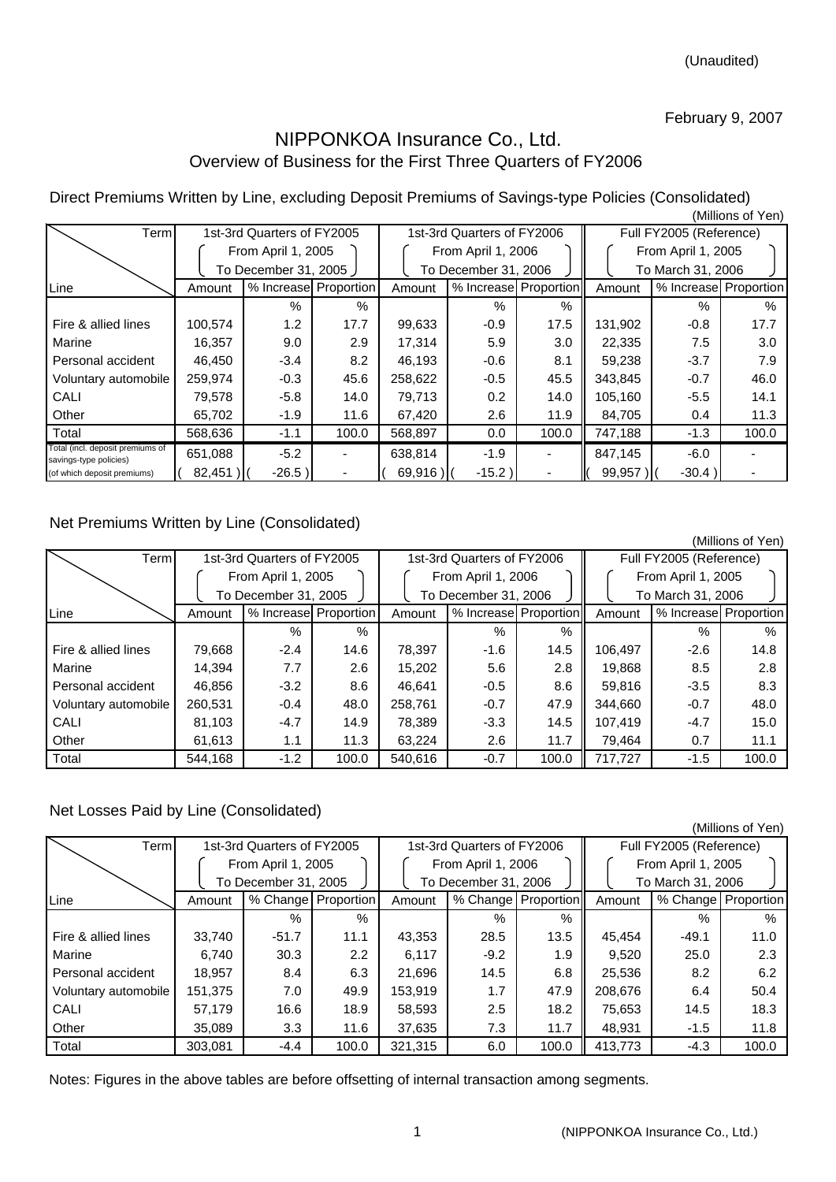(Unaudited)

February 9, 2007

# NIPPONKOA Insurance Co., Ltd.

## Overview of Business for the First Three Quarters of FY2006

### Direct Premiums Written by Line, excluding Deposit Premiums of Savings-type Policies (Consolidated)

(Millions of Yen)

| Term | 1st-3rd Quarters of FY2005 (From April 1, 2005 To December 31, 2005) | | | 1st-3rd Quarters of FY2006 (From April 1, 2006 To December 31, 2006) | | | Full FY2005 (Reference) (From April 1, 2005 To March 31, 2006) | | |
|---|---|---|---|---|---|---|---|---|---|
| Line | Amount | % Increase | Proportion | Amount | % Increase | Proportion | Amount | % Increase | Proportion |
| | | % | % | | % | % | | % | % |
| Fire & allied lines | 100,574 | 1.2 | 17.7 | 99,633 | -0.9 | 17.5 | 131,902 | -0.8 | 17.7 |
| Marine | 16,357 | 9.0 | 2.9 | 17,314 | 5.9 | 3.0 | 22,335 | 7.5 | 3.0 |
| Personal accident | 46,450 | -3.4 | 8.2 | 46,193 | -0.6 | 8.1 | 59,238 | -3.7 | 7.9 |
| Voluntary automobile | 259,974 | -0.3 | 45.6 | 258,622 | -0.5 | 45.5 | 343,845 | -0.7 | 46.0 |
| CALI | 79,578 | -5.8 | 14.0 | 79,713 | 0.2 | 14.0 | 105,160 | -5.5 | 14.1 |
| Other | 65,702 | -1.9 | 11.6 | 67,420 | 2.6 | 11.9 | 84,705 | 0.4 | 11.3 |
| Total | 568,636 | -1.1 | 100.0 | 568,897 | 0.0 | 100.0 | 747,188 | -1.3 | 100.0 |
| Total (incl. deposit premiums of savings-type policies) | 651,088 | -5.2 | - | 638,814 | -1.9 | - | 847,145 | -6.0 | - |
| (of which deposit premiums) | ( 82,451 ) | ( -26.5 ) | - | ( 69,916 ) | ( -15.2 ) | - | ( 99,957 ) | ( -30.4 ) | - |

### Net Premiums Written by Line (Consolidated)

(Millions of Yen)

| Term | 1st-3rd Quarters of FY2005 (From April 1, 2005 To December 31, 2005) | | | 1st-3rd Quarters of FY2006 (From April 1, 2006 To December 31, 2006) | | | Full FY2005 (Reference) (From April 1, 2005 To March 31, 2006) | | |
|---|---|---|---|---|---|---|---|---|---|
| Line | Amount | % Increase | Proportion | Amount | % Increase | Proportion | Amount | % Increase | Proportion |
| | | % | % | | % | % | | % | % |
| Fire & allied lines | 79,668 | -2.4 | 14.6 | 78,397 | -1.6 | 14.5 | 106,497 | -2.6 | 14.8 |
| Marine | 14,394 | 7.7 | 2.6 | 15,202 | 5.6 | 2.8 | 19,868 | 8.5 | 2.8 |
| Personal accident | 46,856 | -3.2 | 8.6 | 46,641 | -0.5 | 8.6 | 59,816 | -3.5 | 8.3 |
| Voluntary automobile | 260,531 | -0.4 | 48.0 | 258,761 | -0.7 | 47.9 | 344,660 | -0.7 | 48.0 |
| CALI | 81,103 | -4.7 | 14.9 | 78,389 | -3.3 | 14.5 | 107,419 | -4.7 | 15.0 |
| Other | 61,613 | 1.1 | 11.3 | 63,224 | 2.6 | 11.7 | 79,464 | 0.7 | 11.1 |
| Total | 544,168 | -1.2 | 100.0 | 540,616 | -0.7 | 100.0 | 717,727 | -1.5 | 100.0 |

### Net Losses Paid by Line (Consolidated)

(Millions of Yen)

| Term | 1st-3rd Quarters of FY2005 (From April 1, 2005 To December 31, 2005) | | | 1st-3rd Quarters of FY2006 (From April 1, 2006 To December 31, 2006) | | | Full FY2005 (Reference) (From April 1, 2005 To March 31, 2006) | | |
|---|---|---|---|---|---|---|---|---|---|
| Line | Amount | % Change | Proportion | Amount | % Change | Proportion | Amount | % Change | Proportion |
| | | % | % | | % | % | | % | % |
| Fire & allied lines | 33,740 | -51.7 | 11.1 | 43,353 | 28.5 | 13.5 | 45,454 | -49.1 | 11.0 |
| Marine | 6,740 | 30.3 | 2.2 | 6,117 | -9.2 | 1.9 | 9,520 | 25.0 | 2.3 |
| Personal accident | 18,957 | 8.4 | 6.3 | 21,696 | 14.5 | 6.8 | 25,536 | 8.2 | 6.2 |
| Voluntary automobile | 151,375 | 7.0 | 49.9 | 153,919 | 1.7 | 47.9 | 208,676 | 6.4 | 50.4 |
| CALI | 57,179 | 16.6 | 18.9 | 58,593 | 2.5 | 18.2 | 75,653 | 14.5 | 18.3 |
| Other | 35,089 | 3.3 | 11.6 | 37,635 | 7.3 | 11.7 | 48,931 | -1.5 | 11.8 |
| Total | 303,081 | -4.4 | 100.0 | 321,315 | 6.0 | 100.0 | 413,773 | -4.3 | 100.0 |

Notes: Figures in the above tables are before offsetting of internal transaction among segments.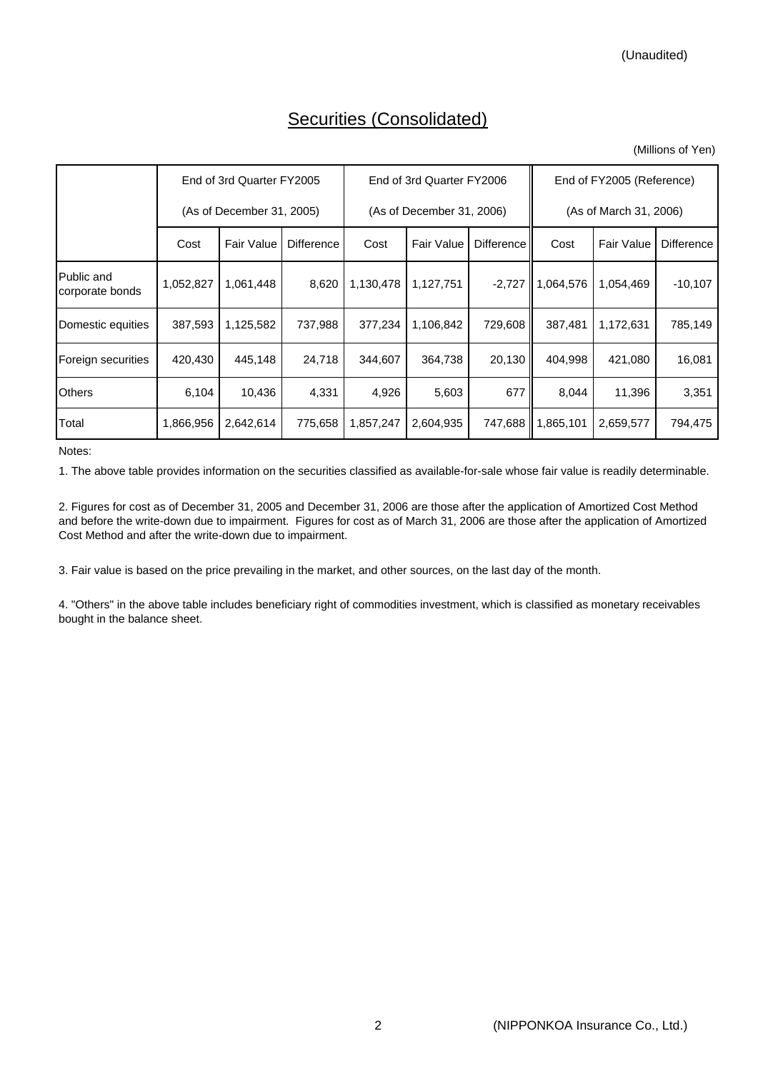(Unaudited)

# Securities (Consolidated)

(Millions of Yen)

| | End of 3rd Quarter FY2005 (As of December 31, 2005) | | | End of 3rd Quarter FY2006 (As of December 31, 2006) | | | End of FY2005 (Reference) (As of March 31, 2006) | | |
|---|---|---|---|---|---|---|---|---|---|
| | Cost | Fair Value | Difference | Cost | Fair Value | Difference | Cost | Fair Value | Difference |
| Public and corporate bonds | 1,052,827 | 1,061,448 | 8,620 | 1,130,478 | 1,127,751 | -2,727 | 1,064,576 | 1,054,469 | -10,107 |
| Domestic equities | 387,593 | 1,125,582 | 737,988 | 377,234 | 1,106,842 | 729,608 | 387,481 | 1,172,631 | 785,149 |
| Foreign securities | 420,430 | 445,148 | 24,718 | 344,607 | 364,738 | 20,130 | 404,998 | 421,080 | 16,081 |
| Others | 6,104 | 10,436 | 4,331 | 4,926 | 5,603 | 677 | 8,044 | 11,396 | 3,351 |
| Total | 1,866,956 | 2,642,614 | 775,658 | 1,857,247 | 2,604,935 | 747,688 | 1,865,101 | 2,659,577 | 794,475 |

Notes:

1. The above table provides information on the securities classified as available-for-sale whose fair value is readily determinable.

2. Figures for cost as of December 31, 2005 and December 31, 2006 are those after the application of Amortized Cost Method and before the write-down due to impairment. Figures for cost as of March 31, 2006 are those after the application of Amortized Cost Method and after the write-down due to impairment.

3. Fair value is based on the price prevailing in the market, and other sources, on the last day of the month.

4. "Others" in the above table includes beneficiary right of commodities investment, which is classified as monetary receivables bought in the balance sheet.

(NIPPONKOA Insurance Co., Ltd.)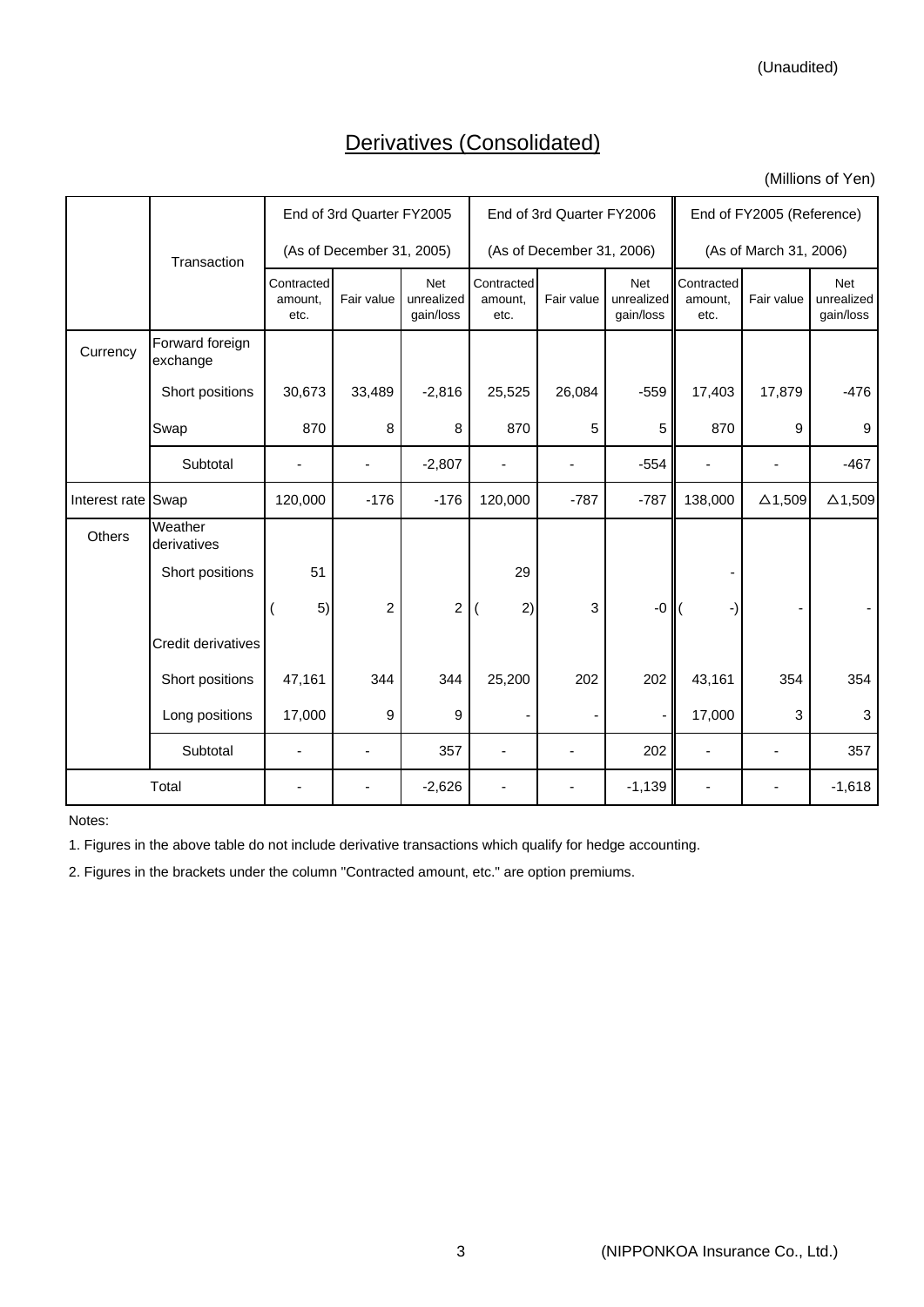(Unaudited)

# Derivatives (Consolidated)

(Millions of Yen)

| | Transaction | End of 3rd Quarter FY2005 (As of December 31, 2005) | | | End of 3rd Quarter FY2006 (As of December 31, 2006) | | | End of FY2005 (Reference) (As of March 31, 2006) | | |
|---|---|---|---|---|---|---|---|---|---|---|
| | | Contracted amount, etc. | Fair value | Net unrealized gain/loss | Contracted amount, etc. | Fair value | Net unrealized gain/loss | Contracted amount, etc. | Fair value | Net unrealized gain/loss |
| Currency | Forward foreign exchange | | | | | | | | | |
| | Short positions | 30,673 | 33,489 | -2,816 | 25,525 | 26,084 | -559 | 17,403 | 17,879 | -476 |
| | Swap | 870 | 8 | 8 | 870 | 5 | 5 | 870 | 9 | 9 |
| | Subtotal | - | - | -2,807 | - | - | -554 | - | - | -467 |
| Interest rate | Swap | 120,000 | -176 | -176 | 120,000 | -787 | -787 | 138,000 | △1,509 | △1,509 |
| Others | Weather derivatives | | | | | | | | | |
| | Short positions | 51 | | | 29 | | | - | | |
| | | ( 5) | 2 | 2 | ( 2) | 3 | -0 | ( -) | - | - |
| | Credit derivatives | | | | | | | | | |
| | Short positions | 47,161 | 344 | 344 | 25,200 | 202 | 202 | 43,161 | 354 | 354 |
| | Long positions | 17,000 | 9 | 9 | - | - | - | 17,000 | 3 | 3 |
| | Subtotal | - | - | 357 | - | - | 202 | - | - | 357 |
| Total | | - | - | -2,626 | - | - | -1,139 | - | - | -1,618 |

Notes:

1. Figures in the above table do not include derivative transactions which qualify for hedge accounting.

2. Figures in the brackets under the column "Contracted amount, etc." are option premiums.

(NIPPONKOA Insurance Co., Ltd.)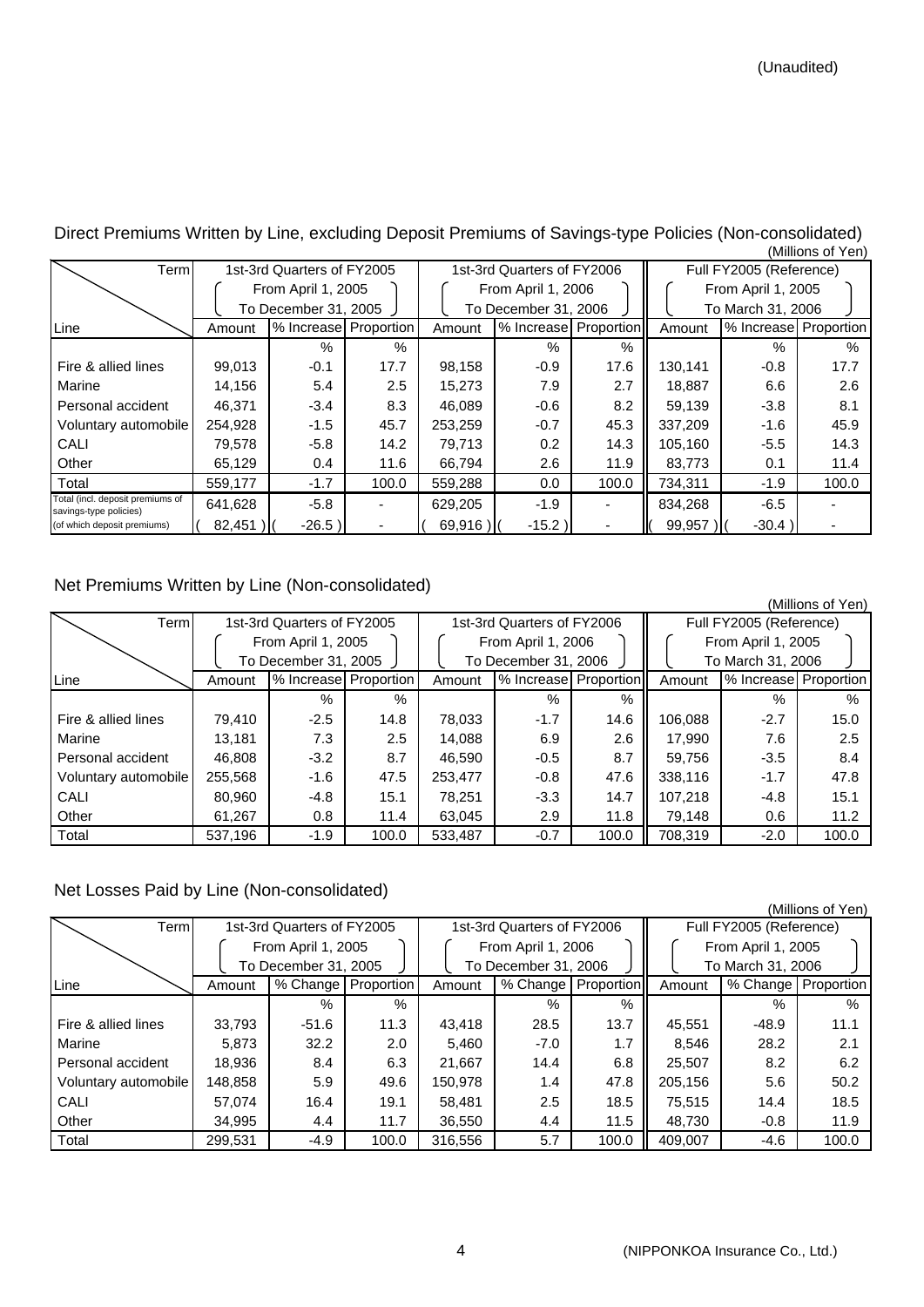(Unaudited)

## Direct Premiums Written by Line, excluding Deposit Premiums of Savings-type Policies (Non-consolidated)

(Millions of Yen)

| Term | 1st-3rd Quarters of FY2005 (From April 1, 2005 To December 31, 2005) | | | 1st-3rd Quarters of FY2006 (From April 1, 2006 To December 31, 2006) | | | Full FY2005 (Reference) (From April 1, 2005 To March 31, 2006) | | |
|---|---|---|---|---|---|---|---|---|---|
| Line | Amount | % Increase | Proportion | Amount | % Increase | Proportion | Amount | % Increase | Proportion |
| | | % | % | | % | % | | % | % |
| Fire & allied lines | 99,013 | -0.1 | 17.7 | 98,158 | -0.9 | 17.6 | 130,141 | -0.8 | 17.7 |
| Marine | 14,156 | 5.4 | 2.5 | 15,273 | 7.9 | 2.7 | 18,887 | 6.6 | 2.6 |
| Personal accident | 46,371 | -3.4 | 8.3 | 46,089 | -0.6 | 8.2 | 59,139 | -3.8 | 8.1 |
| Voluntary automobile | 254,928 | -1.5 | 45.7 | 253,259 | -0.7 | 45.3 | 337,209 | -1.6 | 45.9 |
| CALI | 79,578 | -5.8 | 14.2 | 79,713 | 0.2 | 14.3 | 105,160 | -5.5 | 14.3 |
| Other | 65,129 | 0.4 | 11.6 | 66,794 | 2.6 | 11.9 | 83,773 | 0.1 | 11.4 |
| Total | 559,177 | -1.7 | 100.0 | 559,288 | 0.0 | 100.0 | 734,311 | -1.9 | 100.0 |
| Total (incl. deposit premiums of savings-type policies) | 641,628 | -5.8 | - | 629,205 | -1.9 | - | 834,268 | -6.5 | - |
| (of which deposit premiums) | ( 82,451 ) | ( -26.5 ) | - | ( 69,916 ) | ( -15.2 ) | - | ( 99,957 ) | ( -30.4 ) | - |

## Net Premiums Written by Line (Non-consolidated)

(Millions of Yen)

| Term | 1st-3rd Quarters of FY2005 (From April 1, 2005 To December 31, 2005) | | | 1st-3rd Quarters of FY2006 (From April 1, 2006 To December 31, 2006) | | | Full FY2005 (Reference) (From April 1, 2005 To March 31, 2006) | | |
|---|---|---|---|---|---|---|---|---|---|
| Line | Amount | % Increase | Proportion | Amount | % Increase | Proportion | Amount | % Increase | Proportion |
| | | % | % | | % | % | | % | % |
| Fire & allied lines | 79,410 | -2.5 | 14.8 | 78,033 | -1.7 | 14.6 | 106,088 | -2.7 | 15.0 |
| Marine | 13,181 | 7.3 | 2.5 | 14,088 | 6.9 | 2.6 | 17,990 | 7.6 | 2.5 |
| Personal accident | 46,808 | -3.2 | 8.7 | 46,590 | -0.5 | 8.7 | 59,756 | -3.5 | 8.4 |
| Voluntary automobile | 255,568 | -1.6 | 47.5 | 253,477 | -0.8 | 47.6 | 338,116 | -1.7 | 47.8 |
| CALI | 80,960 | -4.8 | 15.1 | 78,251 | -3.3 | 14.7 | 107,218 | -4.8 | 15.1 |
| Other | 61,267 | 0.8 | 11.4 | 63,045 | 2.9 | 11.8 | 79,148 | 0.6 | 11.2 |
| Total | 537,196 | -1.9 | 100.0 | 533,487 | -0.7 | 100.0 | 708,319 | -2.0 | 100.0 |

## Net Losses Paid by Line (Non-consolidated)

(Millions of Yen)

| Term | 1st-3rd Quarters of FY2005 (From April 1, 2005 To December 31, 2005) | | | 1st-3rd Quarters of FY2006 (From April 1, 2006 To December 31, 2006) | | | Full FY2005 (Reference) (From April 1, 2005 To March 31, 2006) | | |
|---|---|---|---|---|---|---|---|---|---|
| Line | Amount | % Change | Proportion | Amount | % Change | Proportion | Amount | % Change | Proportion |
| | | % | % | | % | % | | % | % |
| Fire & allied lines | 33,793 | -51.6 | 11.3 | 43,418 | 28.5 | 13.7 | 45,551 | -48.9 | 11.1 |
| Marine | 5,873 | 32.2 | 2.0 | 5,460 | -7.0 | 1.7 | 8,546 | 28.2 | 2.1 |
| Personal accident | 18,936 | 8.4 | 6.3 | 21,667 | 14.4 | 6.8 | 25,507 | 8.2 | 6.2 |
| Voluntary automobile | 148,858 | 5.9 | 49.6 | 150,978 | 1.4 | 47.8 | 205,156 | 5.6 | 50.2 |
| CALI | 57,074 | 16.4 | 19.1 | 58,481 | 2.5 | 18.5 | 75,515 | 14.4 | 18.5 |
| Other | 34,995 | 4.4 | 11.7 | 36,550 | 4.4 | 11.5 | 48,730 | -0.8 | 11.9 |
| Total | 299,531 | -4.9 | 100.0 | 316,556 | 5.7 | 100.0 | 409,007 | -4.6 | 100.0 |

(NIPPONKOA Insurance Co., Ltd.)